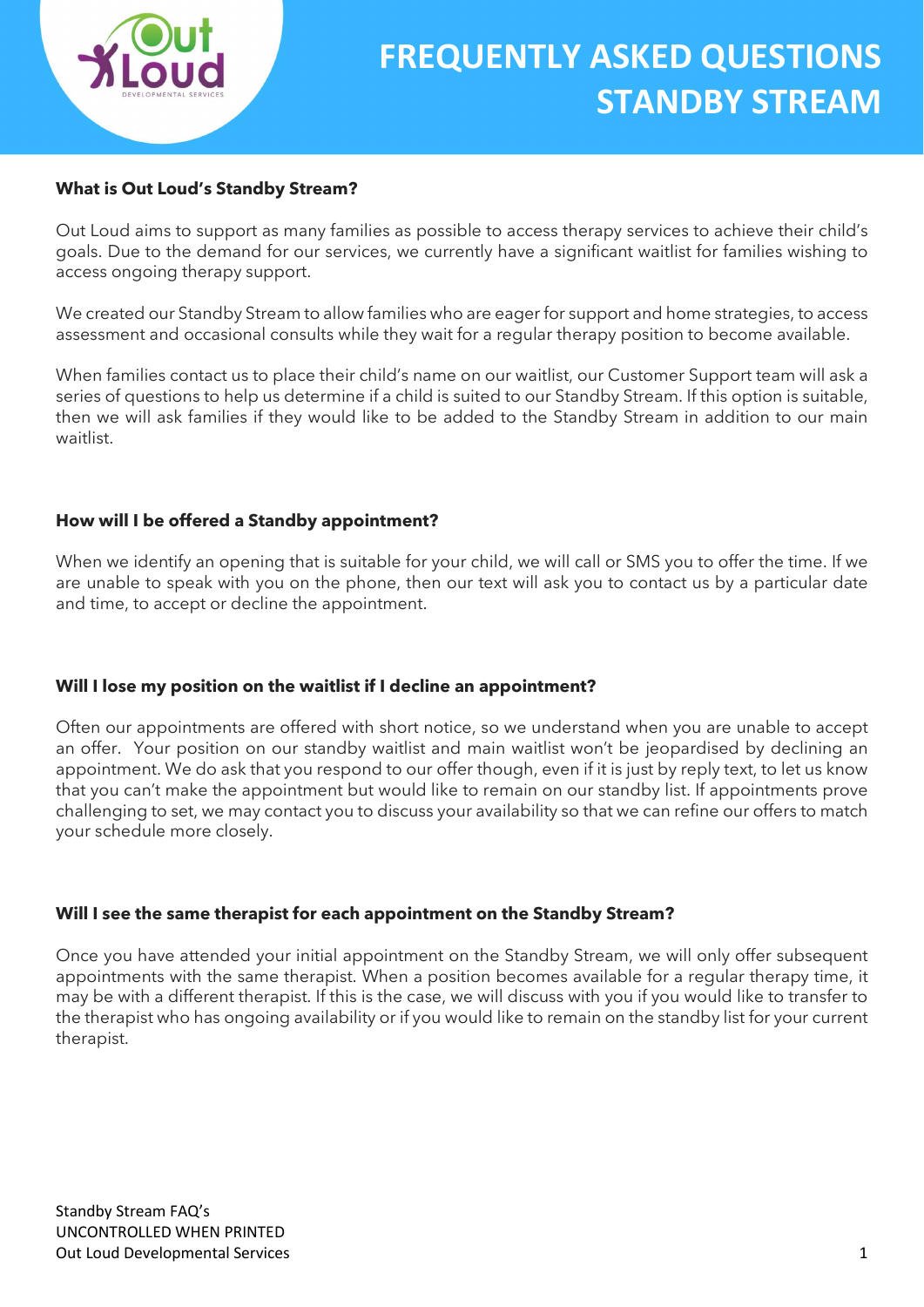# FREQUENTLY ASKED QUESTIONS STANDBY STREAM

**What is Out Loud's Standby Stream?**

Out Loud aims to support as many families as possible to access therapy services to achieve their child's goals. Due to the demand for our services, we currently have a significant waitlist for families wishing to access ongoing therapy support.

We created our Standby Stream to allow families who are eager for support and home strategies, to access assessment and occasional consults while they wait for a regular therapy position to become available.

When families contact us to place their child's name on our waitlist, our Customer Support team will ask a series of questions to help us determine if a child is suited to our Standby Stream. If this option is suitable, then we will ask families if they would like to be added to the Standby Stream in addition to our main waitlist.

**How will I be offered a Standby appointment?**

When we identify an opening that is suitable for your child, we will call or SMS you to offer the time. If we are unable to speak with you on the phone, then our text will ask you to contact us by a particular date and time, to accept or decline the appointment.

**Will I lose my position on the waitlist if I decline an appointment?**

Often our appointments are offered with short notice, so we understand when you are unable to accept an offer. Your position on our standby waitlist and main waitlist won't be jeopardised by declining an appointment. We do ask that you respond to our offer though, even if it is just by reply text, to let us know that you can't make the appointment but would like to remain on our standby list. If appointments prove challenging to set, we may contact you to discuss your availability so that we can refine our offers to match your schedule more closely.

**Will I see the same therapist for each appointment on the Standby Stream?**

Once you have attended your initial appointment on the Standby Stream, we will only offer subsequent appointments with the same therapist. When a position becomes available for a regular therapy time, it may be with a different therapist. If this is the case, we will discuss with you if you would like to transfer to the therapist who has ongoing availability or if you would like to remain on the standby list for your current therapist.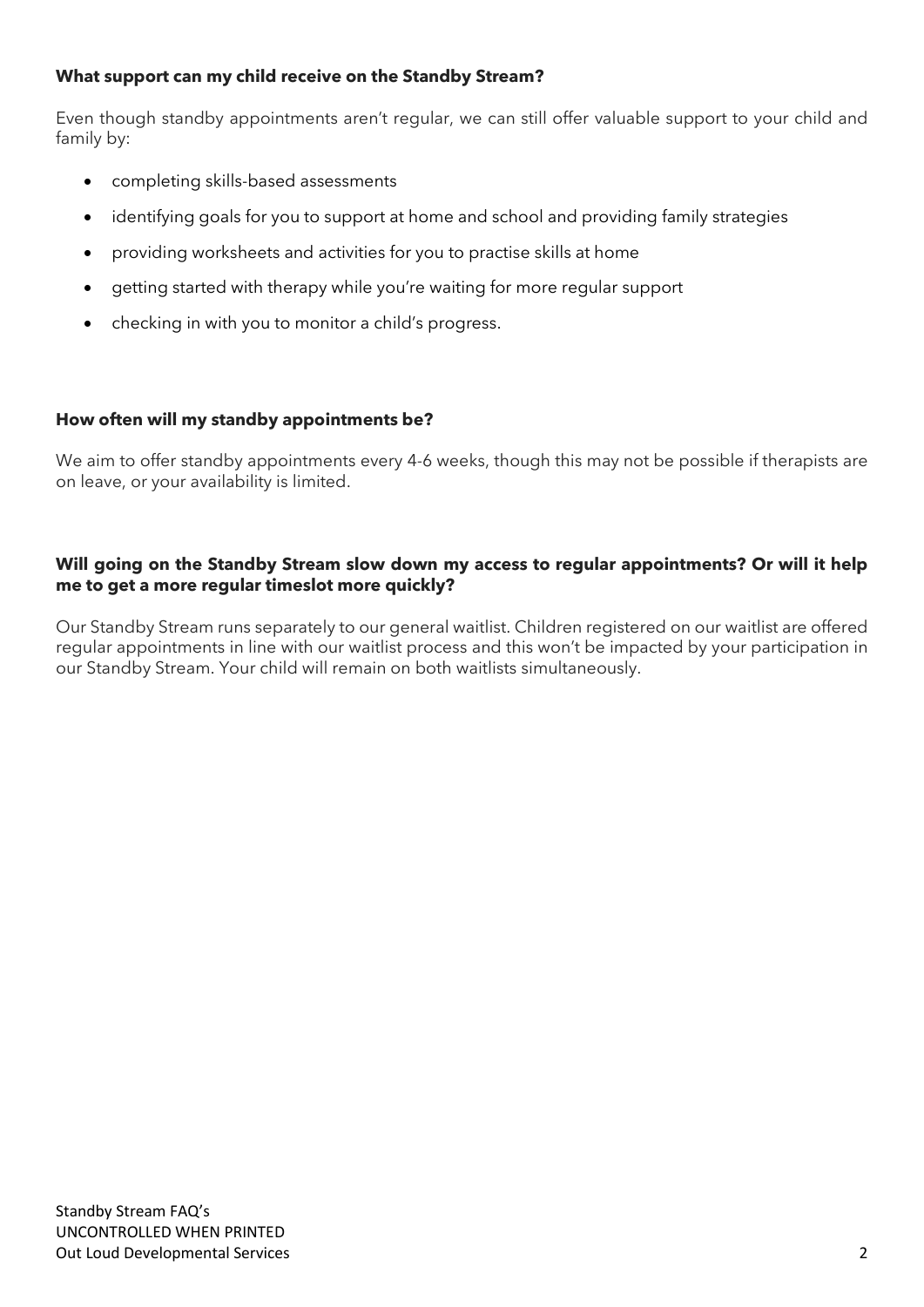**What support can my child receive on the Standby Stream?**

Even though standby appointments aren't regular, we can still offer valuable support to your child and family by:

- completing skills-based assessments
- identifying goals for you to support at home and school and providing family strategies
- providing worksheets and activities for you to practise skills at home
- getting started with therapy while you're waiting for more regular support
- checking in with you to monitor a child's progress.

**How often will my standby appointments be?**

We aim to offer standby appointments every 4-6 weeks, though this may not be possible if therapists are on leave, or your availability is limited.

**Will going on the Standby Stream slow down my access to regular appointments? Or will it help me to get a more regular timeslot more quickly?**

Our Standby Stream runs separately to our general waitlist. Children registered on our waitlist are offered regular appointments in line with our waitlist process and this won't be impacted by your participation in our Standby Stream. Your child will remain on both waitlists simultaneously.